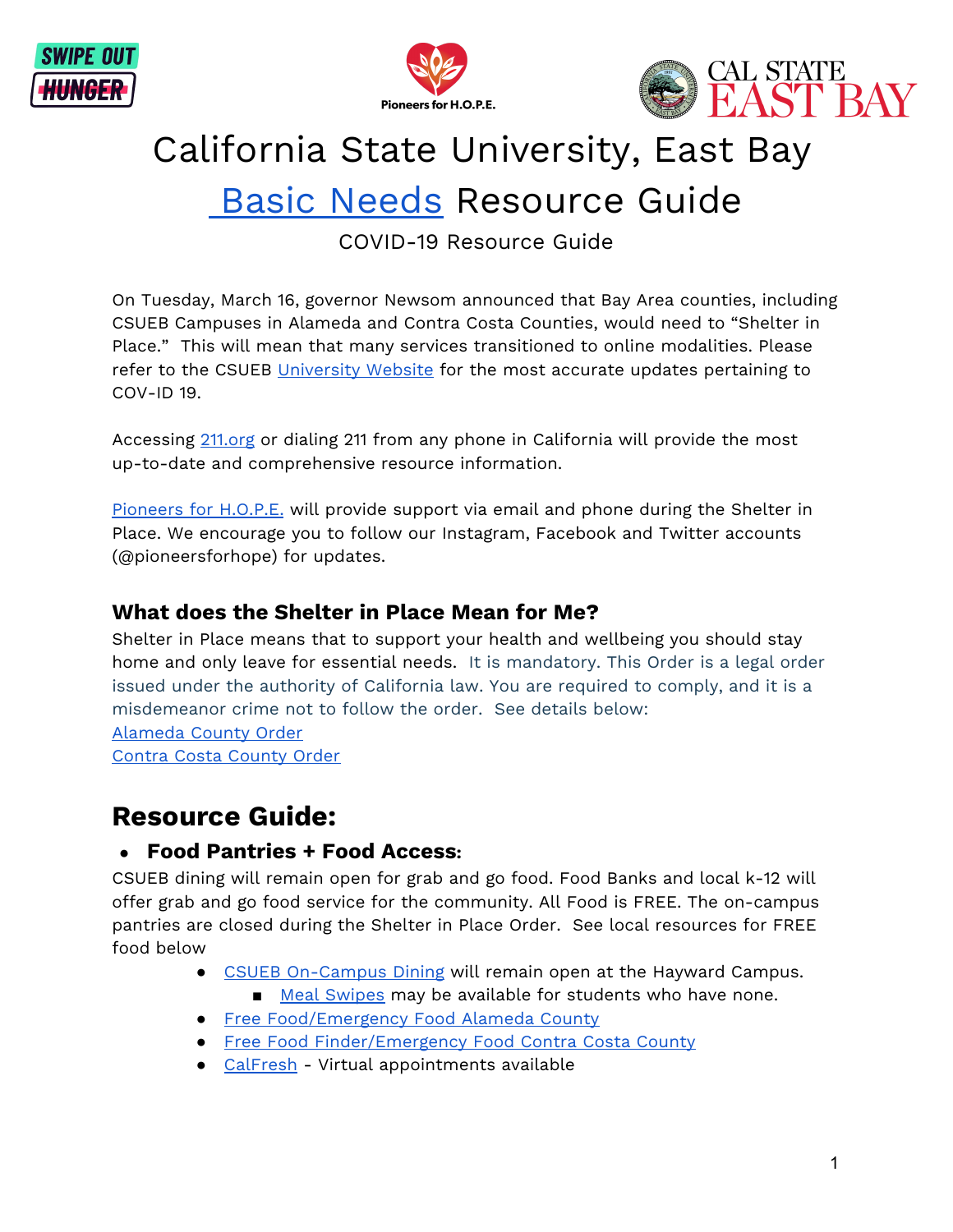# California State University, East Bay

# Basic Needs Resource Guide

COVID-19 Resource Guide

On Tuesday, March 16, governor Newsom announced that Bay Area counties, including CSUEB Campuses in Alameda and Contra Costa Counties, would need to "Shelter in Place." This will mean that many services transitioned to online modalities. Please refer to the CSUEB University Website for the most accurate updates pertaining to COV-ID 19.

Accessing 211.org or dialing 211 from any phone in California will provide the most up-to-date and comprehensive resource information.

Pioneers for H.O.P.E. will provide support via email and phone during the Shelter in Place. We encourage you to follow our Instagram, Facebook and Twitter accounts (@pioneersforhope) for updates.

### What does the Shelter in Place Mean for Me?

Shelter in Place means that to support your health and wellbeing you should stay home and only leave for essential needs. It is mandatory. This Order is a legal order issued under the authority of California law. You are required to comply, and it is a misdemeanor crime not to follow the order. See details below:

Alameda County Order

Contra Costa County Order

## Resource Guide:

- **Food Pantries + Food Access:**

CSUEB dining will remain open for grab and go food. Food Banks and local k-12 will offer grab and go food service for the community. All Food is FREE. The on-campus pantries are closed during the Shelter in Place Order. See local resources for FREE food below

- CSUEB On-Campus Dining will remain open at the Hayward Campus.
    - Meal Swipes may be available for students who have none.
- Free Food/Emergency Food Alameda County
- Free Food Finder/Emergency Food Contra Costa County
- CalFresh - Virtual appointments available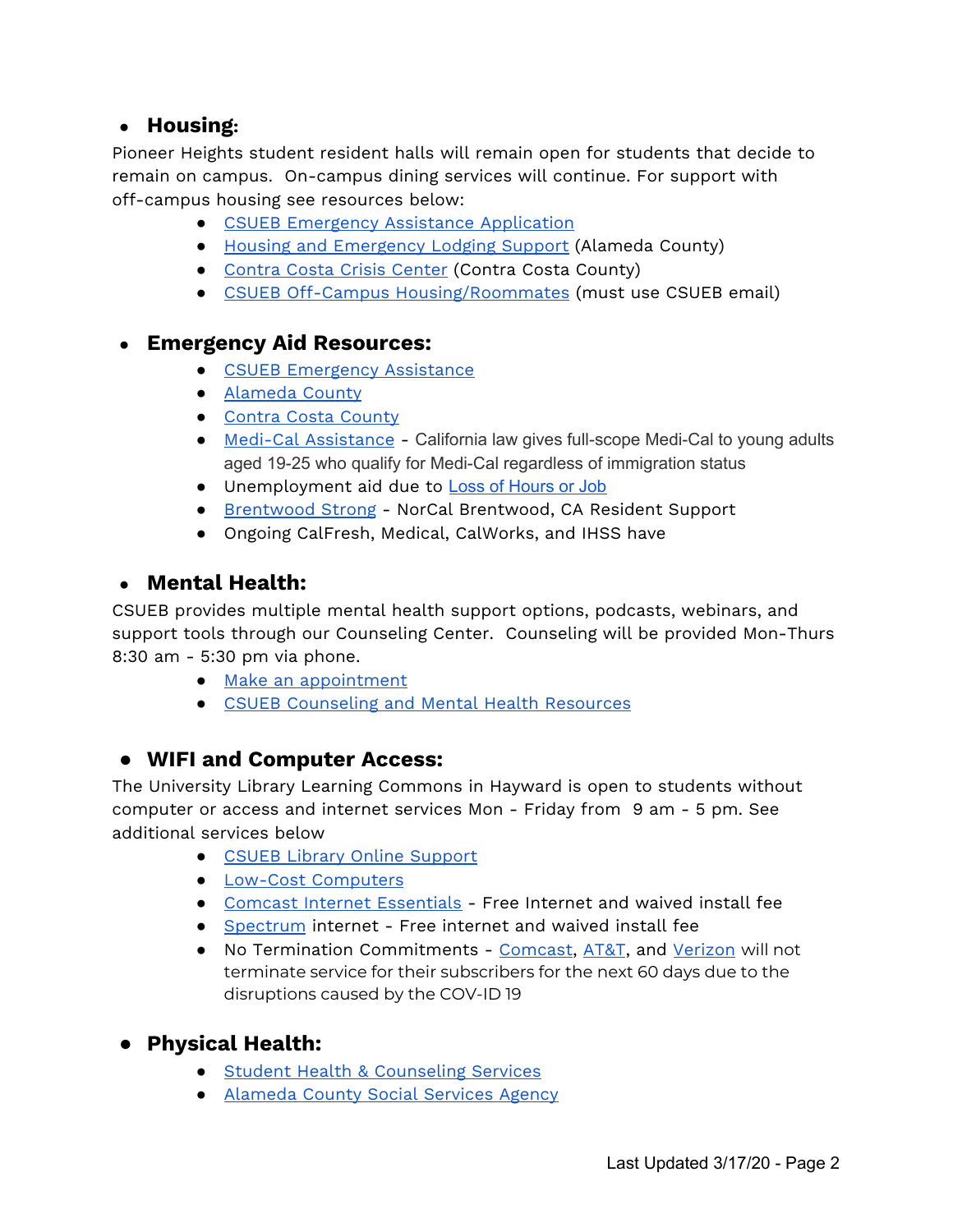- **Housing:**

Pioneer Heights student resident halls will remain open for students that decide to remain on campus. On-campus dining services will continue. For support with off-campus housing see resources below:

  - CSUEB Emergency Assistance Application
  - Housing and Emergency Lodging Support (Alameda County)
  - Contra Costa Crisis Center (Contra Costa County)
  - CSUEB Off-Campus Housing/Roommates (must use CSUEB email)

- **Emergency Aid Resources:**
  - CSUEB Emergency Assistance
  - Alameda County
  - Contra Costa County
  - Medi-Cal Assistance - California law gives full-scope Medi-Cal to young adults aged 19-25 who qualify for Medi-Cal regardless of immigration status
  - Unemployment aid due to Loss of Hours or Job
  - Brentwood Strong - NorCal Brentwood, CA Resident Support
  - Ongoing CalFresh, Medical, CalWorks, and IHSS have

- **Mental Health:**

CSUEB provides multiple mental health support options, podcasts, webinars, and support tools through our Counseling Center. Counseling will be provided Mon-Thurs 8:30 am - 5:30 pm via phone.

  - Make an appointment
  - CSUEB Counseling and Mental Health Resources

- **WIFI and Computer Access:**

The University Library Learning Commons in Hayward is open to students without computer or access and internet services Mon - Friday from 9 am - 5 pm. See additional services below

  - CSUEB Library Online Support
  - Low-Cost Computers
  - Comcast Internet Essentials - Free Internet and waived install fee
  - Spectrum internet - Free internet and waived install fee
  - No Termination Commitments - Comcast, AT&T, and Verizon will not terminate service for their subscribers for the next 60 days due to the disruptions caused by the COV-ID 19

- **Physical Health:**
  - Student Health & Counseling Services
  - Alameda County Social Services Agency

Last Updated 3/17/20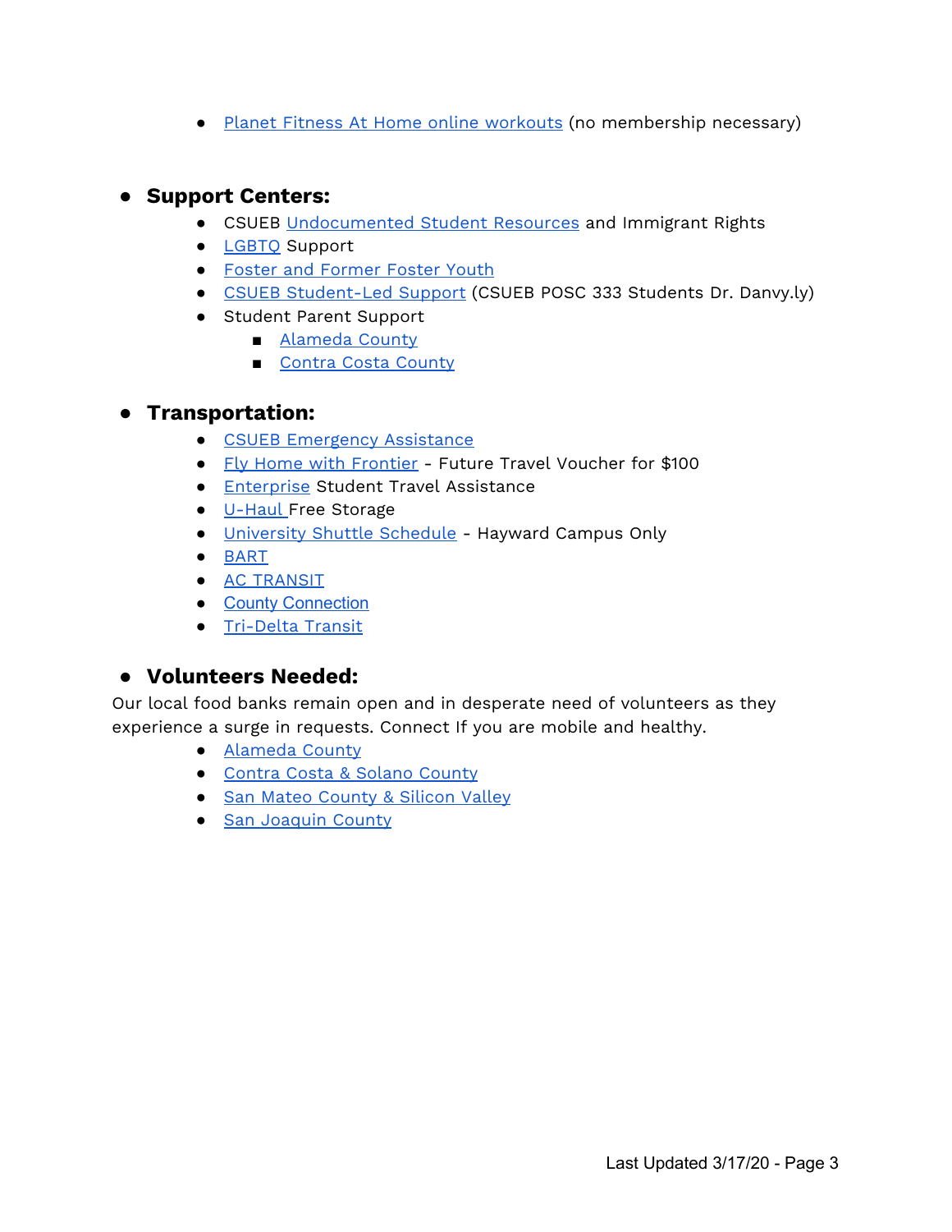- Planet Fitness At Home online workouts (no membership necessary)

- **Support Centers:**
  - CSUEB Undocumented Student Resources and Immigrant Rights
  - LGBTQ Support
  - Foster and Former Foster Youth
  - CSUEB Student-Led Support (CSUEB POSC 333 Students Dr. Danvy.ly)
  - Student Parent Support
    - Alameda County
    - Contra Costa County

- **Transportation:**
  - CSUEB Emergency Assistance
  - Fly Home with Frontier - Future Travel Voucher for $100
  - Enterprise Student Travel Assistance
  - U-Haul Free Storage
  - University Shuttle Schedule - Hayward Campus Only
  - BART
  - AC TRANSIT
  - County Connection
  - Tri-Delta Transit

- **Volunteers Needed:**

Our local food banks remain open and in desperate need of volunteers as they experience a surge in requests. Connect If you are mobile and healthy.

  - Alameda County
  - Contra Costa & Solano County
  - San Mateo County & Silicon Valley
  - San Joaquin County

Last Updated 3/17/20